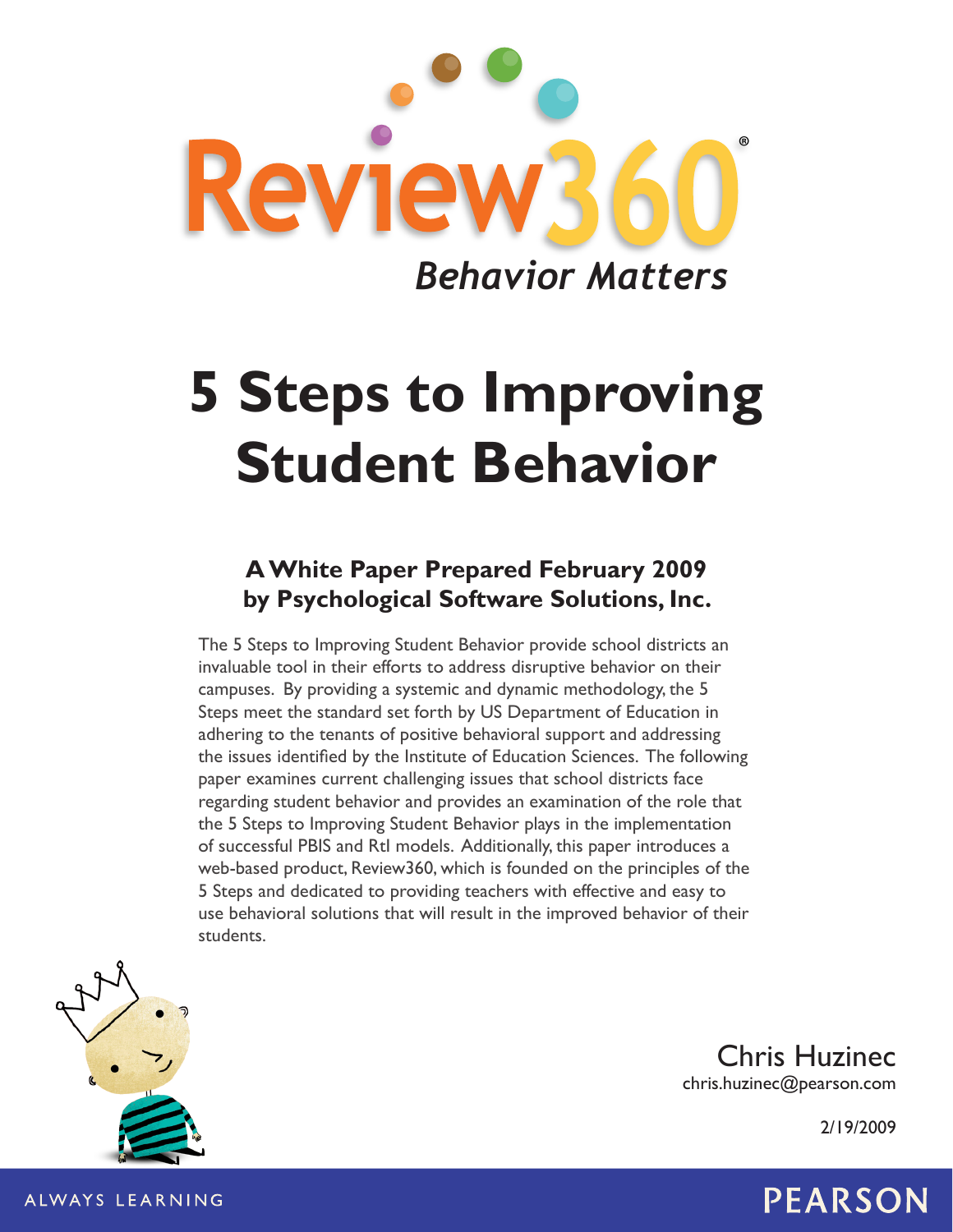Review360®

*Behavior Matters*

# 5 Steps to Improving Student Behavior

## A White Paper Prepared February 2009 by Psychological Software Solutions, Inc.

The 5 Steps to Improving Student Behavior provide school districts an invaluable tool in their efforts to address disruptive behavior on their campuses. By providing a systemic and dynamic methodology, the 5 Steps meet the standard set forth by US Department of Education in adhering to the tenants of positive behavioral support and addressing the issues identified by the Institute of Education Sciences. The following paper examines current challenging issues that school districts face regarding student behavior and provides an examination of the role that the 5 Steps to Improving Student Behavior plays in the implementation of successful PBIS and RtI models. Additionally, this paper introduces a web-based product, Review360, which is founded on the principles of the 5 Steps and dedicated to providing teachers with effective and easy to use behavioral solutions that will result in the improved behavior of their students.

Chris Huzinec
chris.huzinec@pearson.com

2/19/2009

ALWAYS LEARNING

PEARSON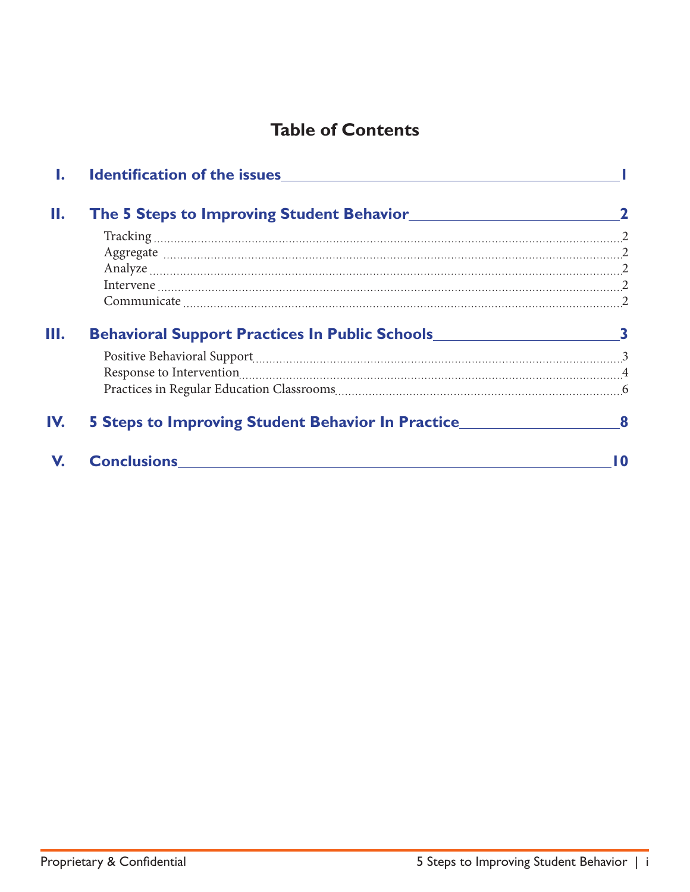# Table of Contents

| | | |
|---|---|---|
| **I.** | **Identification of the issues** | **1** |
| **II.** | **The 5 Steps to Improving Student Behavior** | **2** |
| | Tracking | 2 |
| | Aggregate | 2 |
| | Analyze | 2 |
| | Intervene | 2 |
| | Communicate | 2 |
| **III.** | **Behavioral Support Practices In Public Schools** | **3** |
| | Positive Behavioral Support | 3 |
| | Response to Intervention | 4 |
| | Practices in Regular Education Classrooms | 6 |
| **IV.** | **5 Steps to Improving Student Behavior In Practice** | **8** |
| **V.** | **Conclusions** | **10** |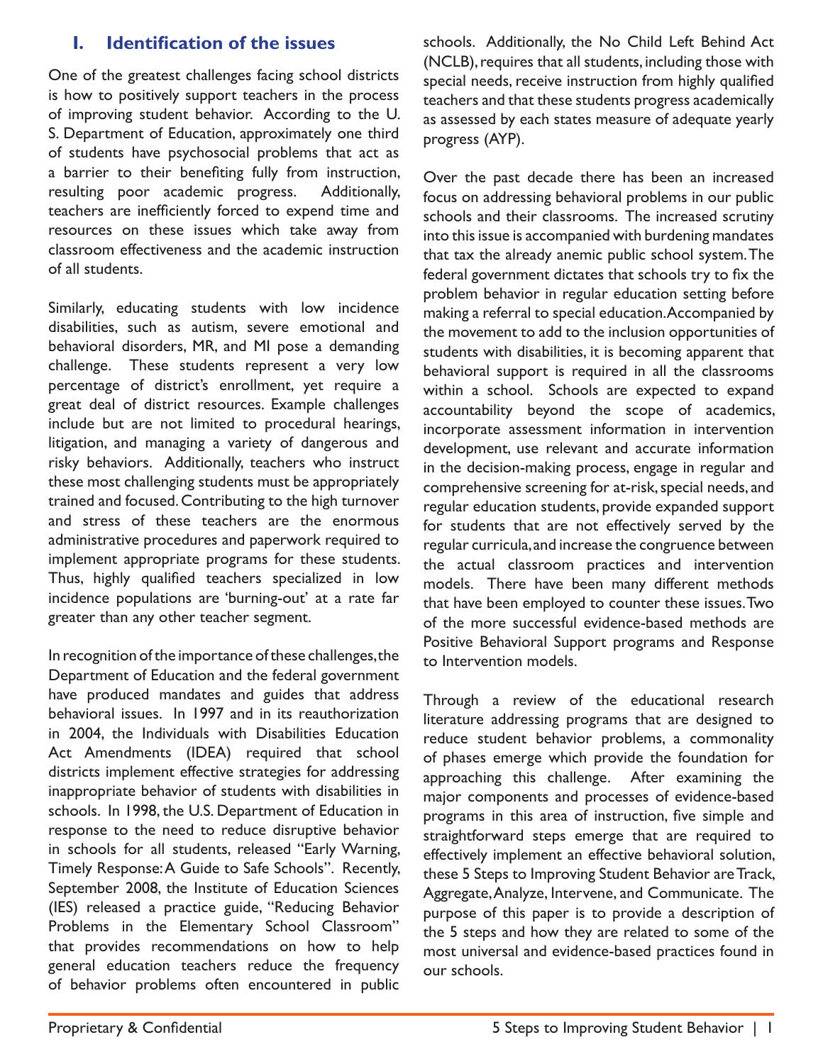## I. Identification of the issues

One of the greatest challenges facing school districts is how to positively support teachers in the process of improving student behavior. According to the U. S. Department of Education, approximately one third of students have psychosocial problems that act as a barrier to their benefiting fully from instruction, resulting poor academic progress. Additionally, teachers are inefficiently forced to expend time and resources on these issues which take away from classroom effectiveness and the academic instruction of all students.

Similarly, educating students with low incidence disabilities, such as autism, severe emotional and behavioral disorders, MR, and MI pose a demanding challenge. These students represent a very low percentage of district's enrollment, yet require a great deal of district resources. Example challenges include but are not limited to procedural hearings, litigation, and managing a variety of dangerous and risky behaviors. Additionally, teachers who instruct these most challenging students must be appropriately trained and focused. Contributing to the high turnover and stress of these teachers are the enormous administrative procedures and paperwork required to implement appropriate programs for these students. Thus, highly qualified teachers specialized in low incidence populations are 'burning-out' at a rate far greater than any other teacher segment.

In recognition of the importance of these challenges, the Department of Education and the federal government have produced mandates and guides that address behavioral issues. In 1997 and in its reauthorization in 2004, the Individuals with Disabilities Education Act Amendments (IDEA) required that school districts implement effective strategies for addressing inappropriate behavior of students with disabilities in schools. In 1998, the U.S. Department of Education in response to the need to reduce disruptive behavior in schools for all students, released "Early Warning, Timely Response: A Guide to Safe Schools". Recently, September 2008, the Institute of Education Sciences (IES) released a practice guide, "Reducing Behavior Problems in the Elementary School Classroom" that provides recommendations on how to help general education teachers reduce the frequency of behavior problems often encountered in public schools. Additionally, the No Child Left Behind Act (NCLB), requires that all students, including those with special needs, receive instruction from highly qualified teachers and that these students progress academically as assessed by each states measure of adequate yearly progress (AYP).

Over the past decade there has been an increased focus on addressing behavioral problems in our public schools and their classrooms. The increased scrutiny into this issue is accompanied with burdening mandates that tax the already anemic public school system. The federal government dictates that schools try to fix the problem behavior in regular education setting before making a referral to special education. Accompanied by the movement to add to the inclusion opportunities of students with disabilities, it is becoming apparent that behavioral support is required in all the classrooms within a school. Schools are expected to expand accountability beyond the scope of academics, incorporate assessment information in intervention development, use relevant and accurate information in the decision-making process, engage in regular and comprehensive screening for at-risk, special needs, and regular education students, provide expanded support for students that are not effectively served by the regular curricula, and increase the congruence between the actual classroom practices and intervention models. There have been many different methods that have been employed to counter these issues. Two of the more successful evidence-based methods are Positive Behavioral Support programs and Response to Intervention models.

Through a review of the educational research literature addressing programs that are designed to reduce student behavior problems, a commonality of phases emerge which provide the foundation for approaching this challenge. After examining the major components and processes of evidence-based programs in this area of instruction, five simple and straightforward steps emerge that are required to effectively implement an effective behavioral solution, these 5 Steps to Improving Student Behavior are Track, Aggregate, Analyze, Intervene, and Communicate. The purpose of this paper is to provide a description of the 5 steps and how they are related to some of the most universal and evidence-based practices found in our schools.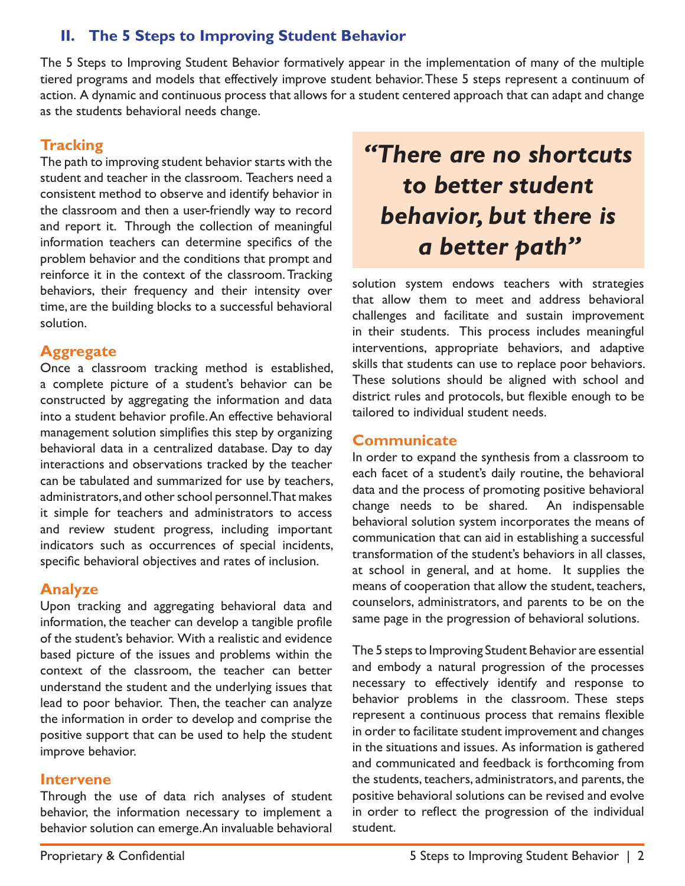## II. The 5 Steps to Improving Student Behavior

The 5 Steps to Improving Student Behavior formatively appear in the implementation of many of the multiple tiered programs and models that effectively improve student behavior. These 5 steps represent a continuum of action. A dynamic and continuous process that allows for a student centered approach that can adapt and change as the students behavioral needs change.

### Tracking

The path to improving student behavior starts with the student and teacher in the classroom. Teachers need a consistent method to observe and identify behavior in the classroom and then a user-friendly way to record and report it. Through the collection of meaningful information teachers can determine specifics of the problem behavior and the conditions that prompt and reinforce it in the context of the classroom. Tracking behaviors, their frequency and their intensity over time, are the building blocks to a successful behavioral solution.

### Aggregate

Once a classroom tracking method is established, a complete picture of a student's behavior can be constructed by aggregating the information and data into a student behavior profile. An effective behavioral management solution simplifies this step by organizing behavioral data in a centralized database. Day to day interactions and observations tracked by the teacher can be tabulated and summarized for use by teachers, administrators, and other school personnel. That makes it simple for teachers and administrators to access and review student progress, including important indicators such as occurrences of special incidents, specific behavioral objectives and rates of inclusion.

### Analyze

Upon tracking and aggregating behavioral data and information, the teacher can develop a tangible profile of the student's behavior. With a realistic and evidence based picture of the issues and problems within the context of the classroom, the teacher can better understand the student and the underlying issues that lead to poor behavior. Then, the teacher can analyze the information in order to develop and comprise the positive support that can be used to help the student improve behavior.

### Intervene

Through the use of data rich analyses of student behavior, the information necessary to implement a behavior solution can emerge. An invaluable behavioral solution system endows teachers with strategies that allow them to meet and address behavioral challenges and facilitate and sustain improvement in their students. This process includes meaningful interventions, appropriate behaviors, and adaptive skills that students can use to replace poor behaviors. These solutions should be aligned with school and district rules and protocols, but flexible enough to be tailored to individual student needs.

> ***"There are no shortcuts to better student behavior, but there is a better path"***

### Communicate

In order to expand the synthesis from a classroom to each facet of a student's daily routine, the behavioral data and the process of promoting positive behavioral change needs to be shared. An indispensable behavioral solution system incorporates the means of communication that can aid in establishing a successful transformation of the student's behaviors in all classes, at school in general, and at home. It supplies the means of cooperation that allow the student, teachers, counselors, administrators, and parents to be on the same page in the progression of behavioral solutions.

The 5 steps to Improving Student Behavior are essential and embody a natural progression of the processes necessary to effectively identify and response to behavior problems in the classroom. These steps represent a continuous process that remains flexible in order to facilitate student improvement and changes in the situations and issues. As information is gathered and communicated and feedback is forthcoming from the students, teachers, administrators, and parents, the positive behavioral solutions can be revised and evolve in order to reflect the progression of the individual student.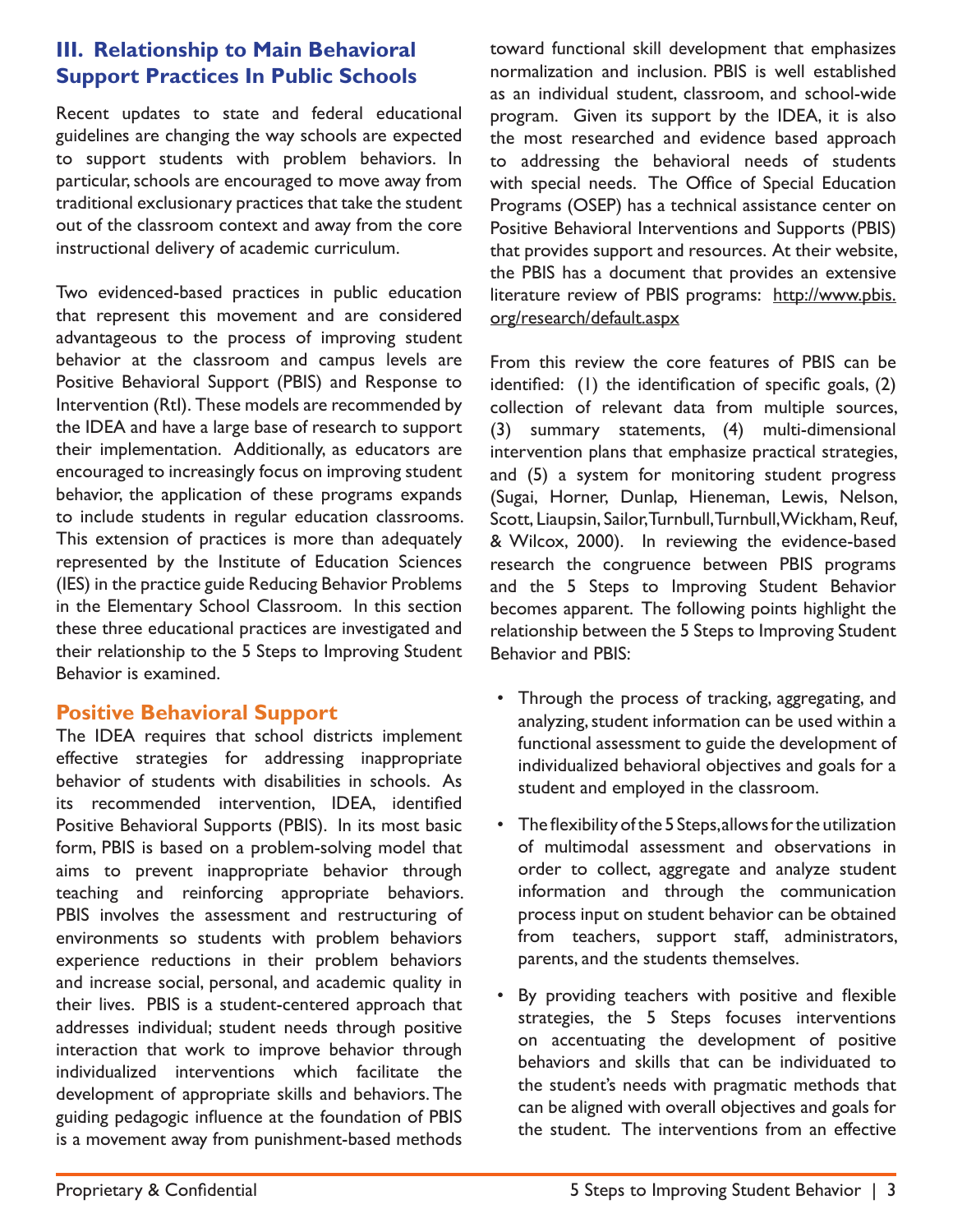## III. Relationship to Main Behavioral Support Practices In Public Schools

Recent updates to state and federal educational guidelines are changing the way schools are expected to support students with problem behaviors. In particular, schools are encouraged to move away from traditional exclusionary practices that take the student out of the classroom context and away from the core instructional delivery of academic curriculum.

Two evidenced-based practices in public education that represent this movement and are considered advantageous to the process of improving student behavior at the classroom and campus levels are Positive Behavioral Support (PBIS) and Response to Intervention (RtI). These models are recommended by the IDEA and have a large base of research to support their implementation. Additionally, as educators are encouraged to increasingly focus on improving student behavior, the application of these programs expands to include students in regular education classrooms. This extension of practices is more than adequately represented by the Institute of Education Sciences (IES) in the practice guide Reducing Behavior Problems in the Elementary School Classroom. In this section these three educational practices are investigated and their relationship to the 5 Steps to Improving Student Behavior is examined.

### Positive Behavioral Support

The IDEA requires that school districts implement effective strategies for addressing inappropriate behavior of students with disabilities in schools. As its recommended intervention, IDEA, identified Positive Behavioral Supports (PBIS). In its most basic form, PBIS is based on a problem-solving model that aims to prevent inappropriate behavior through teaching and reinforcing appropriate behaviors. PBIS involves the assessment and restructuring of environments so students with problem behaviors experience reductions in their problem behaviors and increase social, personal, and academic quality in their lives. PBIS is a student-centered approach that addresses individual; student needs through positive interaction that work to improve behavior through individualized interventions which facilitate the development of appropriate skills and behaviors. The guiding pedagogic influence at the foundation of PBIS is a movement away from punishment-based methods toward functional skill development that emphasizes normalization and inclusion. PBIS is well established as an individual student, classroom, and school-wide program. Given its support by the IDEA, it is also the most researched and evidence based approach to addressing the behavioral needs of students with special needs. The Office of Special Education Programs (OSEP) has a technical assistance center on Positive Behavioral Interventions and Supports (PBIS) that provides support and resources. At their website, the PBIS has a document that provides an extensive literature review of PBIS programs: http://www.pbis.org/research/default.aspx

From this review the core features of PBIS can be identified: (1) the identification of specific goals, (2) collection of relevant data from multiple sources, (3) summary statements, (4) multi-dimensional intervention plans that emphasize practical strategies, and (5) a system for monitoring student progress (Sugai, Horner, Dunlap, Hieneman, Lewis, Nelson, Scott, Liaupsin, Sailor, Turnbull, Turnbull, Wickham, Reuf, & Wilcox, 2000). In reviewing the evidence-based research the congruence between PBIS programs and the 5 Steps to Improving Student Behavior becomes apparent. The following points highlight the relationship between the 5 Steps to Improving Student Behavior and PBIS:

- Through the process of tracking, aggregating, and analyzing, student information can be used within a functional assessment to guide the development of individualized behavioral objectives and goals for a student and employed in the classroom.
- The flexibility of the 5 Steps, allows for the utilization of multimodal assessment and observations in order to collect, aggregate and analyze student information and through the communication process input on student behavior can be obtained from teachers, support staff, administrators, parents, and the students themselves.
- By providing teachers with positive and flexible strategies, the 5 Steps focuses interventions on accentuating the development of positive behaviors and skills that can be individuated to the student's needs with pragmatic methods that can be aligned with overall objectives and goals for the student. The interventions from an effective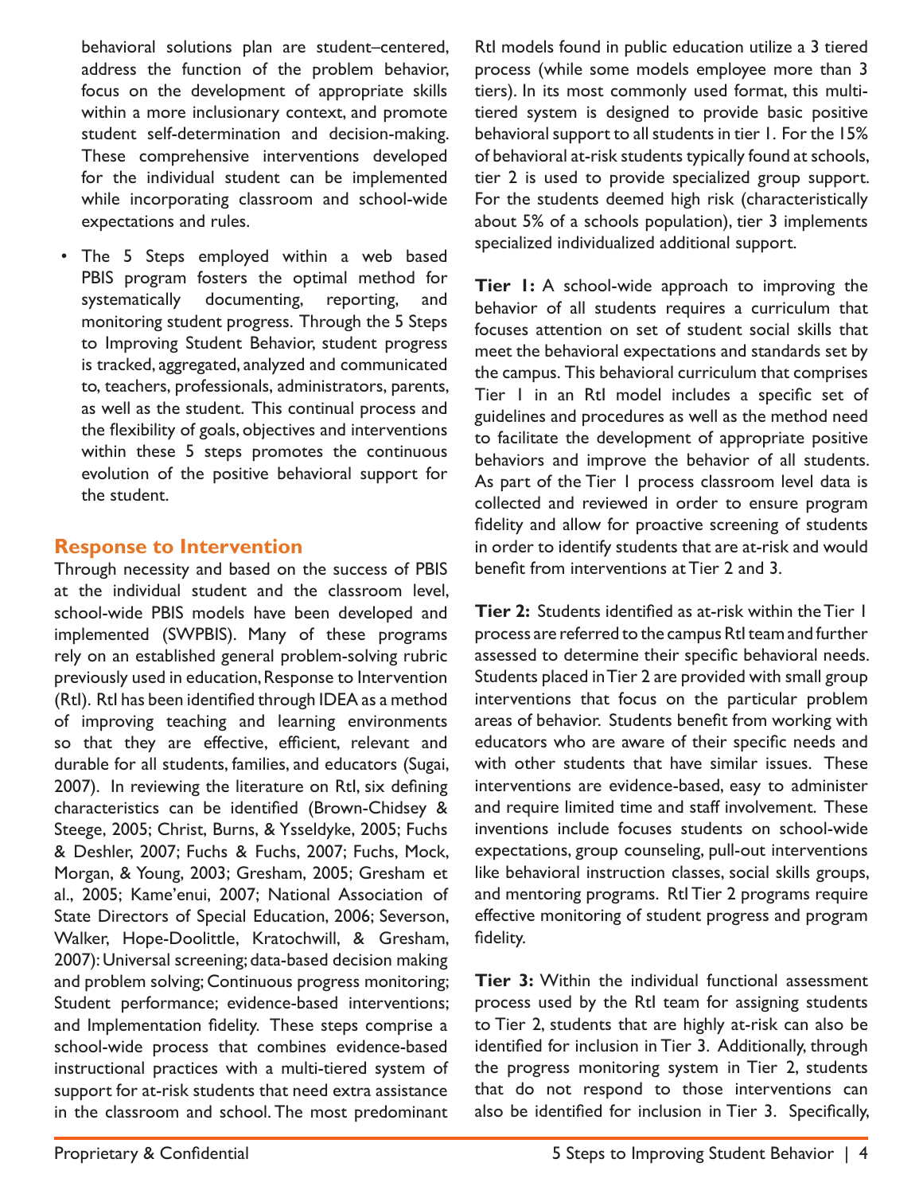behavioral solutions plan are student–centered, address the function of the problem behavior, focus on the development of appropriate skills within a more inclusionary context, and promote student self-determination and decision-making. These comprehensive interventions developed for the individual student can be implemented while incorporating classroom and school-wide expectations and rules.

- The 5 Steps employed within a web based PBIS program fosters the optimal method for systematically documenting, reporting, and monitoring student progress. Through the 5 Steps to Improving Student Behavior, student progress is tracked, aggregated, analyzed and communicated to, teachers, professionals, administrators, parents, as well as the student. This continual process and the flexibility of goals, objectives and interventions within these 5 steps promotes the continuous evolution of the positive behavioral support for the student.

## Response to Intervention

Through necessity and based on the success of PBIS at the individual student and the classroom level, school-wide PBIS models have been developed and implemented (SWPBIS). Many of these programs rely on an established general problem-solving rubric previously used in education, Response to Intervention (RtI). RtI has been identified through IDEA as a method of improving teaching and learning environments so that they are effective, efficient, relevant and durable for all students, families, and educators (Sugai, 2007). In reviewing the literature on RtI, six defining characteristics can be identified (Brown-Chidsey & Steege, 2005; Christ, Burns, & Ysseldyke, 2005; Fuchs & Deshler, 2007; Fuchs & Fuchs, 2007; Fuchs, Mock, Morgan, & Young, 2003; Gresham, 2005; Gresham et al., 2005; Kame'enui, 2007; National Association of State Directors of Special Education, 2006; Severson, Walker, Hope-Doolittle, Kratochwill, & Gresham, 2007): Universal screening; data-based decision making and problem solving; Continuous progress monitoring; Student performance; evidence-based interventions; and Implementation fidelity. These steps comprise a school-wide process that combines evidence-based instructional practices with a multi-tiered system of support for at-risk students that need extra assistance in the classroom and school. The most predominant RtI models found in public education utilize a 3 tiered process (while some models employee more than 3 tiers). In its most commonly used format, this multi-tiered system is designed to provide basic positive behavioral support to all students in tier 1. For the 15% of behavioral at-risk students typically found at schools, tier 2 is used to provide specialized group support. For the students deemed high risk (characteristically about 5% of a schools population), tier 3 implements specialized individualized additional support.

**Tier 1:** A school-wide approach to improving the behavior of all students requires a curriculum that focuses attention on set of student social skills that meet the behavioral expectations and standards set by the campus. This behavioral curriculum that comprises Tier 1 in an RtI model includes a specific set of guidelines and procedures as well as the method need to facilitate the development of appropriate positive behaviors and improve the behavior of all students. As part of the Tier 1 process classroom level data is collected and reviewed in order to ensure program fidelity and allow for proactive screening of students in order to identify students that are at-risk and would benefit from interventions at Tier 2 and 3.

**Tier 2:** Students identified as at-risk within the Tier 1 process are referred to the campus RtI team and further assessed to determine their specific behavioral needs. Students placed in Tier 2 are provided with small group interventions that focus on the particular problem areas of behavior. Students benefit from working with educators who are aware of their specific needs and with other students that have similar issues. These interventions are evidence-based, easy to administer and require limited time and staff involvement. These inventions include focuses students on school-wide expectations, group counseling, pull-out interventions like behavioral instruction classes, social skills groups, and mentoring programs. RtI Tier 2 programs require effective monitoring of student progress and program fidelity.

**Tier 3:** Within the individual functional assessment process used by the RtI team for assigning students to Tier 2, students that are highly at-risk can also be identified for inclusion in Tier 3. Additionally, through the progress monitoring system in Tier 2, students that do not respond to those interventions can also be identified for inclusion in Tier 3. Specifically,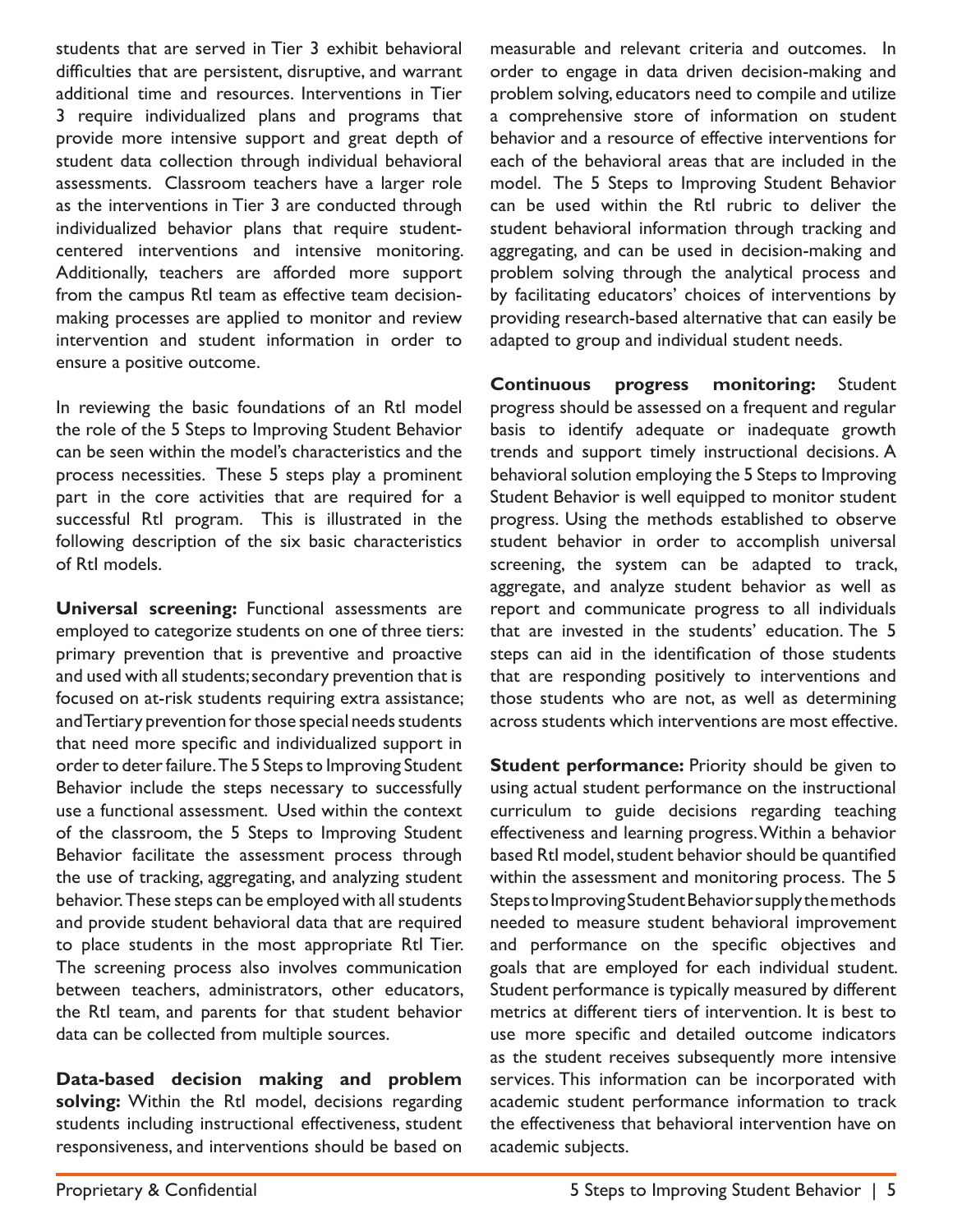students that are served in Tier 3 exhibit behavioral difficulties that are persistent, disruptive, and warrant additional time and resources. Interventions in Tier 3 require individualized plans and programs that provide more intensive support and great depth of student data collection through individual behavioral assessments. Classroom teachers have a larger role as the interventions in Tier 3 are conducted through individualized behavior plans that require student-centered interventions and intensive monitoring. Additionally, teachers are afforded more support from the campus RtI team as effective team decision-making processes are applied to monitor and review intervention and student information in order to ensure a positive outcome.

In reviewing the basic foundations of an RtI model the role of the 5 Steps to Improving Student Behavior can be seen within the model's characteristics and the process necessities. These 5 steps play a prominent part in the core activities that are required for a successful RtI program. This is illustrated in the following description of the six basic characteristics of RtI models.

**Universal screening:** Functional assessments are employed to categorize students on one of three tiers: primary prevention that is preventive and proactive and used with all students; secondary prevention that is focused on at-risk students requiring extra assistance; and Tertiary prevention for those special needs students that need more specific and individualized support in order to deter failure. The 5 Steps to Improving Student Behavior include the steps necessary to successfully use a functional assessment. Used within the context of the classroom, the 5 Steps to Improving Student Behavior facilitate the assessment process through the use of tracking, aggregating, and analyzing student behavior. These steps can be employed with all students and provide student behavioral data that are required to place students in the most appropriate RtI Tier. The screening process also involves communication between teachers, administrators, other educators, the RtI team, and parents for that student behavior data can be collected from multiple sources.

**Data-based decision making and problem solving:** Within the RtI model, decisions regarding students including instructional effectiveness, student responsiveness, and interventions should be based on measurable and relevant criteria and outcomes. In order to engage in data driven decision-making and problem solving, educators need to compile and utilize a comprehensive store of information on student behavior and a resource of effective interventions for each of the behavioral areas that are included in the model. The 5 Steps to Improving Student Behavior can be used within the RtI rubric to deliver the student behavioral information through tracking and aggregating, and can be used in decision-making and problem solving through the analytical process and by facilitating educators' choices of interventions by providing research-based alternative that can easily be adapted to group and individual student needs.

**Continuous progress monitoring:** Student progress should be assessed on a frequent and regular basis to identify adequate or inadequate growth trends and support timely instructional decisions. A behavioral solution employing the 5 Steps to Improving Student Behavior is well equipped to monitor student progress. Using the methods established to observe student behavior in order to accomplish universal screening, the system can be adapted to track, aggregate, and analyze student behavior as well as report and communicate progress to all individuals that are invested in the students' education. The 5 steps can aid in the identification of those students that are responding positively to interventions and those students who are not, as well as determining across students which interventions are most effective.

**Student performance:** Priority should be given to using actual student performance on the instructional curriculum to guide decisions regarding teaching effectiveness and learning progress. Within a behavior based RtI model, student behavior should be quantified within the assessment and monitoring process. The 5 Steps to Improving Student Behavior supply the methods needed to measure student behavioral improvement and performance on the specific objectives and goals that are employed for each individual student. Student performance is typically measured by different metrics at different tiers of intervention. It is best to use more specific and detailed outcome indicators as the student receives subsequently more intensive services. This information can be incorporated with academic student performance information to track the effectiveness that behavioral intervention have on academic subjects.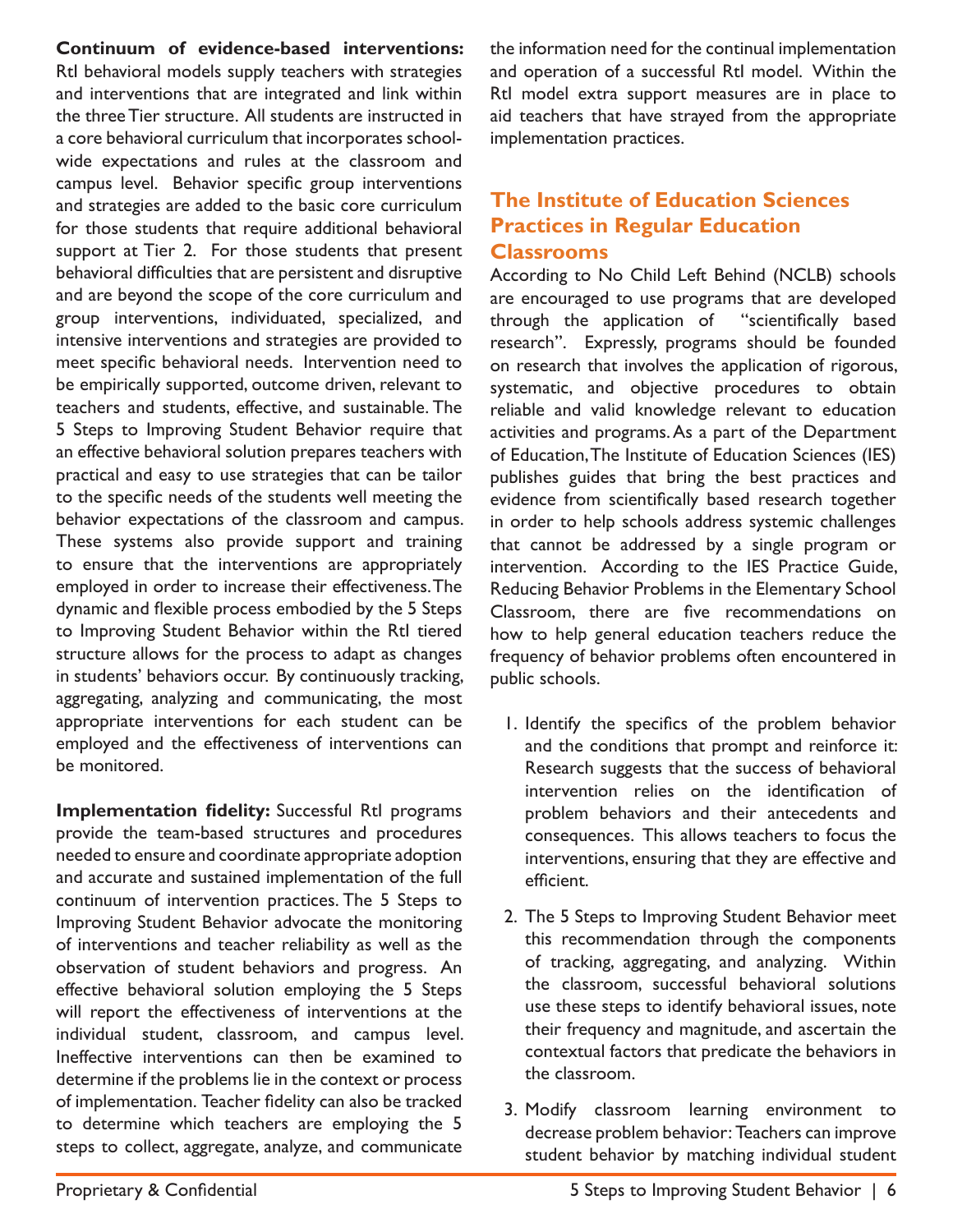**Continuum of evidence-based interventions:** RtI behavioral models supply teachers with strategies and interventions that are integrated and link within the three Tier structure. All students are instructed in a core behavioral curriculum that incorporates school-wide expectations and rules at the classroom and campus level. Behavior specific group interventions and strategies are added to the basic core curriculum for those students that require additional behavioral support at Tier 2. For those students that present behavioral difficulties that are persistent and disruptive and are beyond the scope of the core curriculum and group interventions, individuated, specialized, and intensive interventions and strategies are provided to meet specific behavioral needs. Intervention need to be empirically supported, outcome driven, relevant to teachers and students, effective, and sustainable. The 5 Steps to Improving Student Behavior require that an effective behavioral solution prepares teachers with practical and easy to use strategies that can be tailor to the specific needs of the students well meeting the behavior expectations of the classroom and campus. These systems also provide support and training to ensure that the interventions are appropriately employed in order to increase their effectiveness. The dynamic and flexible process embodied by the 5 Steps to Improving Student Behavior within the RtI tiered structure allows for the process to adapt as changes in students' behaviors occur. By continuously tracking, aggregating, analyzing and communicating, the most appropriate interventions for each student can be employed and the effectiveness of interventions can be monitored.

**Implementation fidelity:** Successful RtI programs provide the team-based structures and procedures needed to ensure and coordinate appropriate adoption and accurate and sustained implementation of the full continuum of intervention practices. The 5 Steps to Improving Student Behavior advocate the monitoring of interventions and teacher reliability as well as the observation of student behaviors and progress. An effective behavioral solution employing the 5 Steps will report the effectiveness of interventions at the individual student, classroom, and campus level. Ineffective interventions can then be examined to determine if the problems lie in the context or process of implementation. Teacher fidelity can also be tracked to determine which teachers are employing the 5 steps to collect, aggregate, analyze, and communicate the information need for the continual implementation and operation of a successful RtI model. Within the RtI model extra support measures are in place to aid teachers that have strayed from the appropriate implementation practices.

## The Institute of Education Sciences Practices in Regular Education Classrooms

According to No Child Left Behind (NCLB) schools are encouraged to use programs that are developed through the application of "scientifically based research". Expressly, programs should be founded on research that involves the application of rigorous, systematic, and objective procedures to obtain reliable and valid knowledge relevant to education activities and programs. As a part of the Department of Education, The Institute of Education Sciences (IES) publishes guides that bring the best practices and evidence from scientifically based research together in order to help schools address systemic challenges that cannot be addressed by a single program or intervention. According to the IES Practice Guide, Reducing Behavior Problems in the Elementary School Classroom, there are five recommendations on how to help general education teachers reduce the frequency of behavior problems often encountered in public schools.

1. Identify the specifics of the problem behavior and the conditions that prompt and reinforce it: Research suggests that the success of behavioral intervention relies on the identification of problem behaviors and their antecedents and consequences. This allows teachers to focus the interventions, ensuring that they are effective and efficient.
2. The 5 Steps to Improving Student Behavior meet this recommendation through the components of tracking, aggregating, and analyzing. Within the classroom, successful behavioral solutions use these steps to identify behavioral issues, note their frequency and magnitude, and ascertain the contextual factors that predicate the behaviors in the classroom.
3. Modify classroom learning environment to decrease problem behavior: Teachers can improve student behavior by matching individual student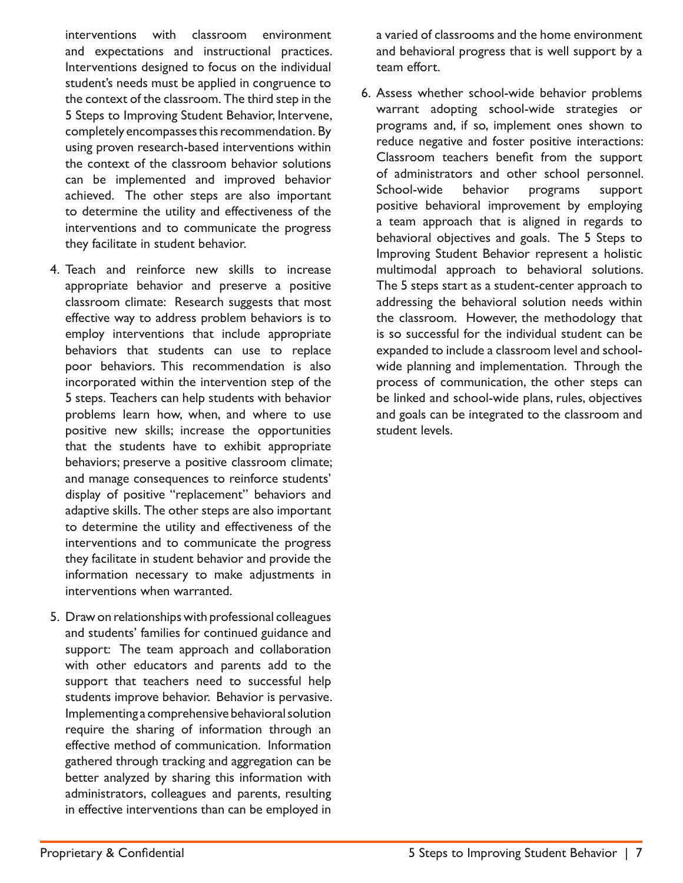interventions with classroom environment and expectations and instructional practices. Interventions designed to focus on the individual student's needs must be applied in congruence to the context of the classroom. The third step in the 5 Steps to Improving Student Behavior, Intervene, completely encompasses this recommendation. By using proven research-based interventions within the context of the classroom behavior solutions can be implemented and improved behavior achieved. The other steps are also important to determine the utility and effectiveness of the interventions and to communicate the progress they facilitate in student behavior.

4. Teach and reinforce new skills to increase appropriate behavior and preserve a positive classroom climate: Research suggests that most effective way to address problem behaviors is to employ interventions that include appropriate behaviors that students can use to replace poor behaviors. This recommendation is also incorporated within the intervention step of the 5 steps. Teachers can help students with behavior problems learn how, when, and where to use positive new skills; increase the opportunities that the students have to exhibit appropriate behaviors; preserve a positive classroom climate; and manage consequences to reinforce students' display of positive "replacement" behaviors and adaptive skills. The other steps are also important to determine the utility and effectiveness of the interventions and to communicate the progress they facilitate in student behavior and provide the information necessary to make adjustments in interventions when warranted.

5. Draw on relationships with professional colleagues and students' families for continued guidance and support: The team approach and collaboration with other educators and parents add to the support that teachers need to successful help students improve behavior. Behavior is pervasive. Implementing a comprehensive behavioral solution require the sharing of information through an effective method of communication. Information gathered through tracking and aggregation can be better analyzed by sharing this information with administrators, colleagues and parents, resulting in effective interventions than can be employed in a varied of classrooms and the home environment and behavioral progress that is well support by a team effort.

6. Assess whether school-wide behavior problems warrant adopting school-wide strategies or programs and, if so, implement ones shown to reduce negative and foster positive interactions: Classroom teachers benefit from the support of administrators and other school personnel. School-wide behavior programs support positive behavioral improvement by employing a team approach that is aligned in regards to behavioral objectives and goals. The 5 Steps to Improving Student Behavior represent a holistic multimodal approach to behavioral solutions. The 5 steps start as a student-center approach to addressing the behavioral solution needs within the classroom. However, the methodology that is so successful for the individual student can be expanded to include a classroom level and school-wide planning and implementation. Through the process of communication, the other steps can be linked and school-wide plans, rules, objectives and goals can be integrated to the classroom and student levels.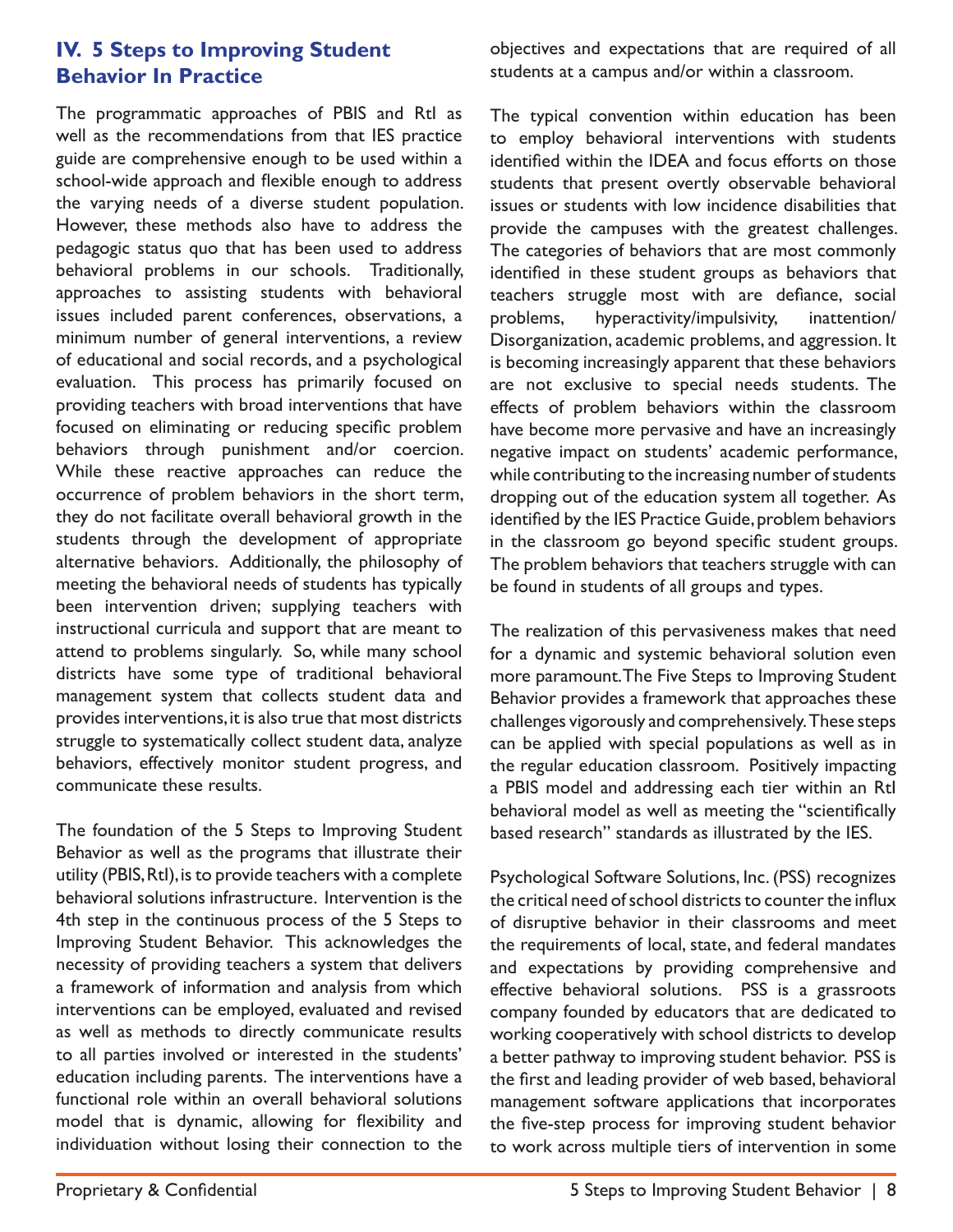## IV. 5 Steps to Improving Student Behavior In Practice

The programmatic approaches of PBIS and RtI as well as the recommendations from that IES practice guide are comprehensive enough to be used within a school-wide approach and flexible enough to address the varying needs of a diverse student population. However, these methods also have to address the pedagogic status quo that has been used to address behavioral problems in our schools. Traditionally, approaches to assisting students with behavioral issues included parent conferences, observations, a minimum number of general interventions, a review of educational and social records, and a psychological evaluation. This process has primarily focused on providing teachers with broad interventions that have focused on eliminating or reducing specific problem behaviors through punishment and/or coercion. While these reactive approaches can reduce the occurrence of problem behaviors in the short term, they do not facilitate overall behavioral growth in the students through the development of appropriate alternative behaviors. Additionally, the philosophy of meeting the behavioral needs of students has typically been intervention driven; supplying teachers with instructional curricula and support that are meant to attend to problems singularly. So, while many school districts have some type of traditional behavioral management system that collects student data and provides interventions, it is also true that most districts struggle to systematically collect student data, analyze behaviors, effectively monitor student progress, and communicate these results.

The foundation of the 5 Steps to Improving Student Behavior as well as the programs that illustrate their utility (PBIS, RtI), is to provide teachers with a complete behavioral solutions infrastructure. Intervention is the 4th step in the continuous process of the 5 Steps to Improving Student Behavior. This acknowledges the necessity of providing teachers a system that delivers a framework of information and analysis from which interventions can be employed, evaluated and revised as well as methods to directly communicate results to all parties involved or interested in the students' education including parents. The interventions have a functional role within an overall behavioral solutions model that is dynamic, allowing for flexibility and individuation without losing their connection to the objectives and expectations that are required of all students at a campus and/or within a classroom.

The typical convention within education has been to employ behavioral interventions with students identified within the IDEA and focus efforts on those students that present overtly observable behavioral issues or students with low incidence disabilities that provide the campuses with the greatest challenges. The categories of behaviors that are most commonly identified in these student groups as behaviors that teachers struggle most with are defiance, social problems, hyperactivity/impulsivity, inattention/Disorganization, academic problems, and aggression. It is becoming increasingly apparent that these behaviors are not exclusive to special needs students. The effects of problem behaviors within the classroom have become more pervasive and have an increasingly negative impact on students' academic performance, while contributing to the increasing number of students dropping out of the education system all together. As identified by the IES Practice Guide, problem behaviors in the classroom go beyond specific student groups. The problem behaviors that teachers struggle with can be found in students of all groups and types.

The realization of this pervasiveness makes that need for a dynamic and systemic behavioral solution even more paramount. The Five Steps to Improving Student Behavior provides a framework that approaches these challenges vigorously and comprehensively. These steps can be applied with special populations as well as in the regular education classroom. Positively impacting a PBIS model and addressing each tier within an RtI behavioral model as well as meeting the "scientifically based research" standards as illustrated by the IES.

Psychological Software Solutions, Inc. (PSS) recognizes the critical need of school districts to counter the influx of disruptive behavior in their classrooms and meet the requirements of local, state, and federal mandates and expectations by providing comprehensive and effective behavioral solutions. PSS is a grassroots company founded by educators that are dedicated to working cooperatively with school districts to develop a better pathway to improving student behavior. PSS is the first and leading provider of web based, behavioral management software applications that incorporates the five-step process for improving student behavior to work across multiple tiers of intervention in some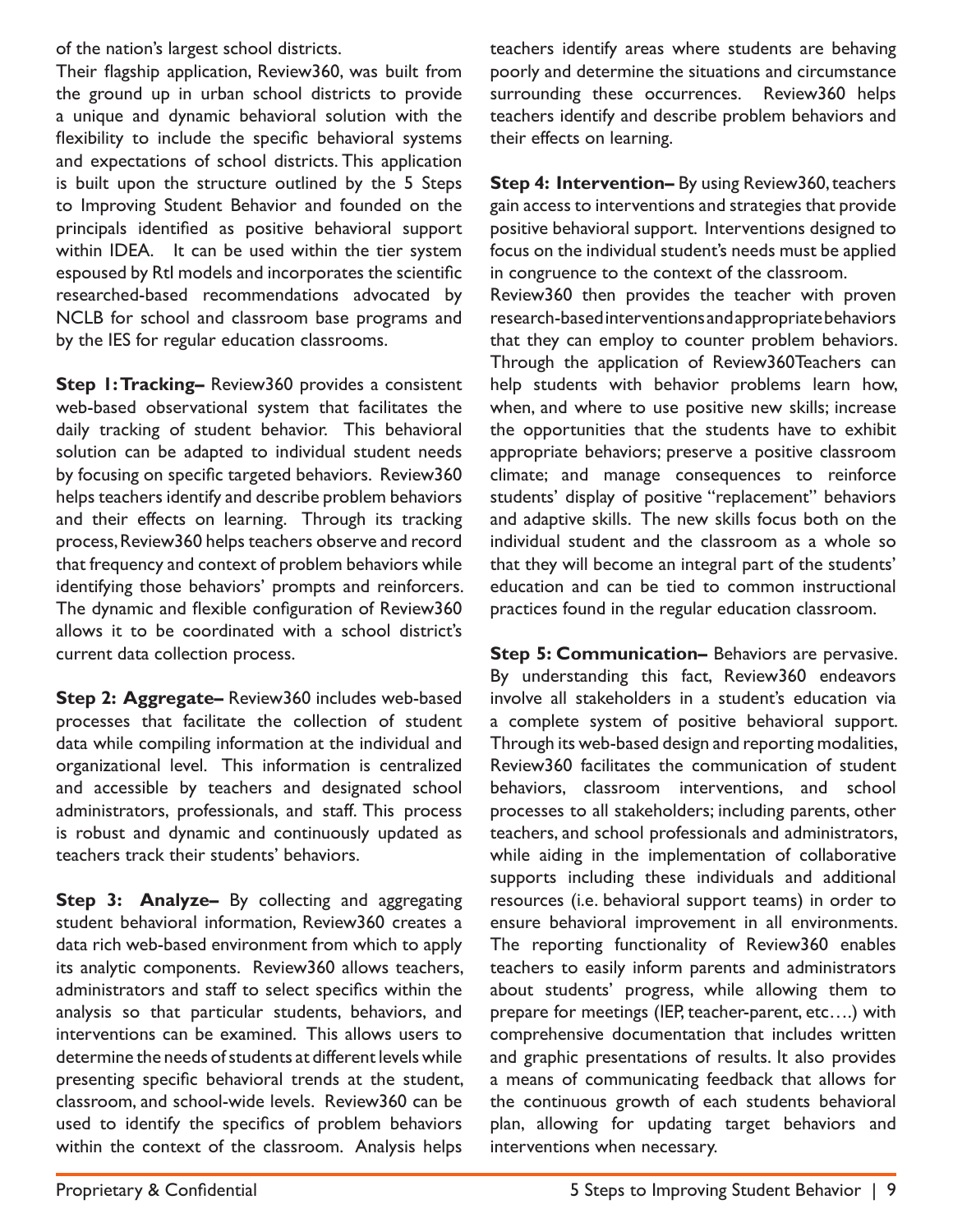of the nation's largest school districts.

Their flagship application, Review360, was built from the ground up in urban school districts to provide a unique and dynamic behavioral solution with the flexibility to include the specific behavioral systems and expectations of school districts. This application is built upon the structure outlined by the 5 Steps to Improving Student Behavior and founded on the principals identified as positive behavioral support within IDEA. It can be used within the tier system espoused by RtI models and incorporates the scientific researched-based recommendations advocated by NCLB for school and classroom base programs and by the IES for regular education classrooms.

**Step 1: Tracking–** Review360 provides a consistent web-based observational system that facilitates the daily tracking of student behavior. This behavioral solution can be adapted to individual student needs by focusing on specific targeted behaviors. Review360 helps teachers identify and describe problem behaviors and their effects on learning. Through its tracking process, Review360 helps teachers observe and record that frequency and context of problem behaviors while identifying those behaviors' prompts and reinforcers. The dynamic and flexible configuration of Review360 allows it to be coordinated with a school district's current data collection process.

**Step 2: Aggregate–** Review360 includes web-based processes that facilitate the collection of student data while compiling information at the individual and organizational level. This information is centralized and accessible by teachers and designated school administrators, professionals, and staff. This process is robust and dynamic and continuously updated as teachers track their students' behaviors.

**Step 3: Analyze–** By collecting and aggregating student behavioral information, Review360 creates a data rich web-based environment from which to apply its analytic components. Review360 allows teachers, administrators and staff to select specifics within the analysis so that particular students, behaviors, and interventions can be examined. This allows users to determine the needs of students at different levels while presenting specific behavioral trends at the student, classroom, and school-wide levels. Review360 can be used to identify the specifics of problem behaviors within the context of the classroom. Analysis helps teachers identify areas where students are behaving poorly and determine the situations and circumstance surrounding these occurrences. Review360 helps teachers identify and describe problem behaviors and their effects on learning.

**Step 4: Intervention–** By using Review360, teachers gain access to interventions and strategies that provide positive behavioral support. Interventions designed to focus on the individual student's needs must be applied in congruence to the context of the classroom.

Review360 then provides the teacher with proven research-based interventions and appropriate behaviors that they can employ to counter problem behaviors. Through the application of Review360Teachers can help students with behavior problems learn how, when, and where to use positive new skills; increase the opportunities that the students have to exhibit appropriate behaviors; preserve a positive classroom climate; and manage consequences to reinforce students' display of positive "replacement" behaviors and adaptive skills. The new skills focus both on the individual student and the classroom as a whole so that they will become an integral part of the students' education and can be tied to common instructional practices found in the regular education classroom.

**Step 5: Communication–** Behaviors are pervasive. By understanding this fact, Review360 endeavors involve all stakeholders in a student's education via a complete system of positive behavioral support. Through its web-based design and reporting modalities, Review360 facilitates the communication of student behaviors, classroom interventions, and school processes to all stakeholders; including parents, other teachers, and school professionals and administrators, while aiding in the implementation of collaborative supports including these individuals and additional resources (i.e. behavioral support teams) in order to ensure behavioral improvement in all environments. The reporting functionality of Review360 enables teachers to easily inform parents and administrators about students' progress, while allowing them to prepare for meetings (IEP, teacher-parent, etc….) with comprehensive documentation that includes written and graphic presentations of results. It also provides a means of communicating feedback that allows for the continuous growth of each students behavioral plan, allowing for updating target behaviors and interventions when necessary.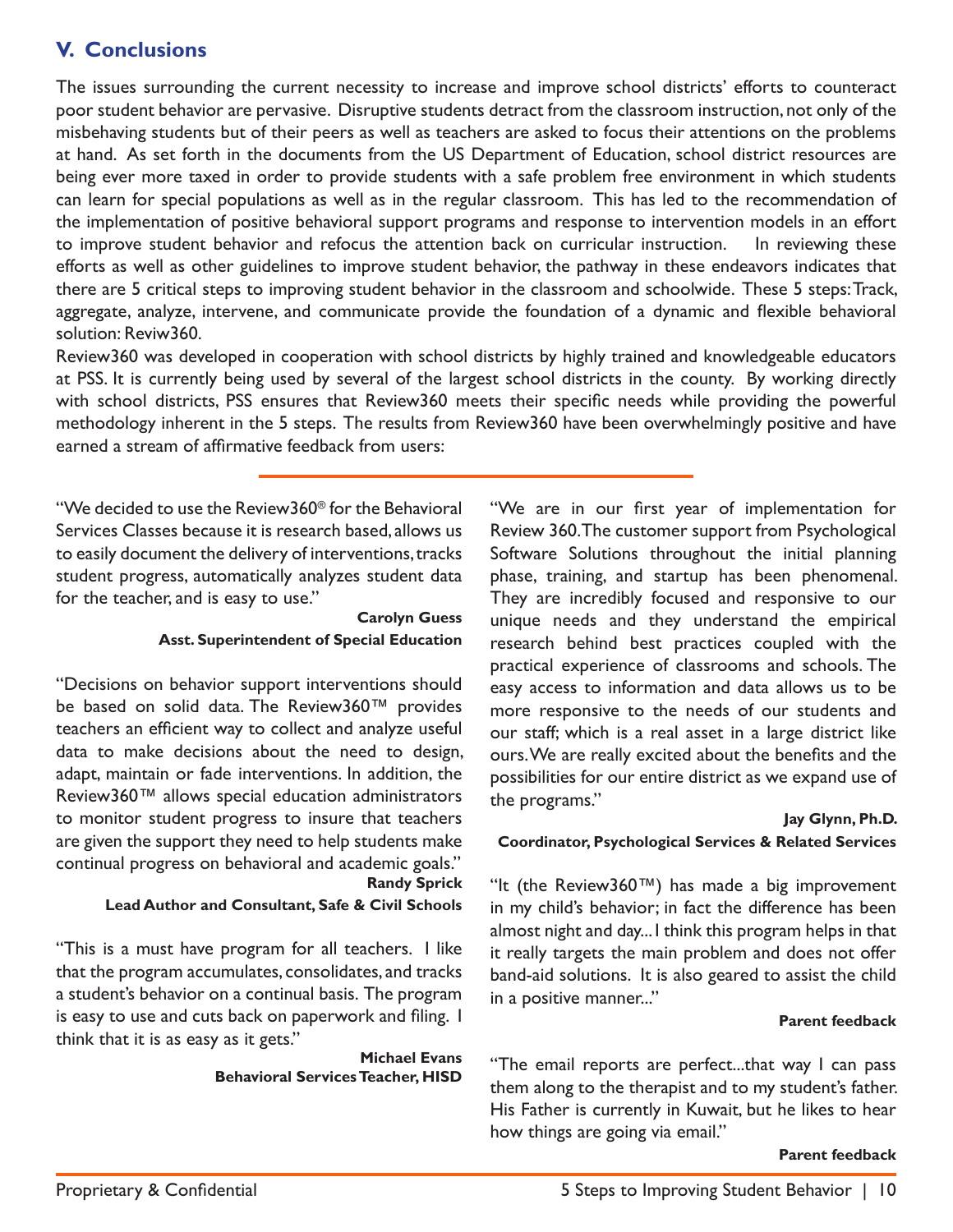## V. Conclusions

The issues surrounding the current necessity to increase and improve school districts' efforts to counteract poor student behavior are pervasive. Disruptive students detract from the classroom instruction, not only of the misbehaving students but of their peers as well as teachers are asked to focus their attentions on the problems at hand. As set forth in the documents from the US Department of Education, school district resources are being ever more taxed in order to provide students with a safe problem free environment in which students can learn for special populations as well as in the regular classroom. This has led to the recommendation of the implementation of positive behavioral support programs and response to intervention models in an effort to improve student behavior and refocus the attention back on curricular instruction. In reviewing these efforts as well as other guidelines to improve student behavior, the pathway in these endeavors indicates that there are 5 critical steps to improving student behavior in the classroom and schoolwide. These 5 steps: Track, aggregate, analyze, intervene, and communicate provide the foundation of a dynamic and flexible behavioral solution: Reviw360.

Review360 was developed in cooperation with school districts by highly trained and knowledgeable educators at PSS. It is currently being used by several of the largest school districts in the county. By working directly with school districts, PSS ensures that Review360 meets their specific needs while providing the powerful methodology inherent in the 5 steps. The results from Review360 have been overwhelmingly positive and have earned a stream of affirmative feedback from users:

"We decided to use the Review360® for the Behavioral Services Classes because it is research based, allows us to easily document the delivery of interventions, tracks student progress, automatically analyzes student data for the teacher, and is easy to use."

**Carolyn Guess**
**Asst. Superintendent of Special Education**

"Decisions on behavior support interventions should be based on solid data. The Review360™ provides teachers an efficient way to collect and analyze useful data to make decisions about the need to design, adapt, maintain or fade interventions. In addition, the Review360™ allows special education administrators to monitor student progress to insure that teachers are given the support they need to help students make continual progress on behavioral and academic goals."

**Randy Sprick**
**Lead Author and Consultant, Safe & Civil Schools**

"This is a must have program for all teachers. I like that the program accumulates, consolidates, and tracks a student's behavior on a continual basis. The program is easy to use and cuts back on paperwork and filing. I think that it is as easy as it gets."

**Michael Evans**
**Behavioral Services Teacher, HISD**

"We are in our first year of implementation for Review 360. The customer support from Psychological Software Solutions throughout the initial planning phase, training, and startup has been phenomenal. They are incredibly focused and responsive to our unique needs and they understand the empirical research behind best practices coupled with the practical experience of classrooms and schools. The easy access to information and data allows us to be more responsive to the needs of our students and our staff; which is a real asset in a large district like ours. We are really excited about the benefits and the possibilities for our entire district as we expand use of the programs."

**Jay Glynn, Ph.D.**
**Coordinator, Psychological Services & Related Services**

"It (the Review360™) has made a big improvement in my child's behavior; in fact the difference has been almost night and day... I think this program helps in that it really targets the main problem and does not offer band-aid solutions. It is also geared to assist the child in a positive manner..."

**Parent feedback**

"The email reports are perfect...that way I can pass them along to the therapist and to my student's father. His Father is currently in Kuwait, but he likes to hear how things are going via email."

**Parent feedback**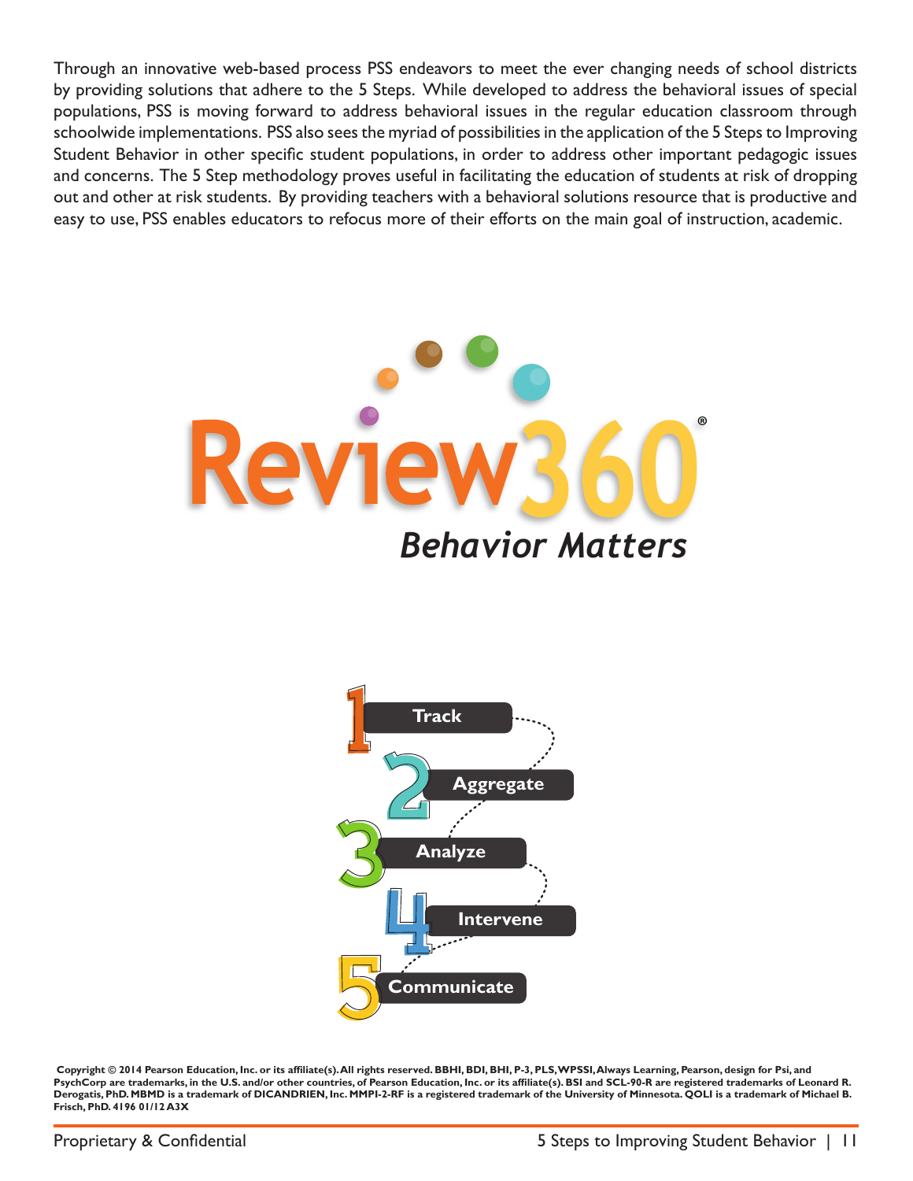Through an innovative web-based process PSS endeavors to meet the ever changing needs of school districts by providing solutions that adhere to the 5 Steps. While developed to address the behavioral issues of special populations, PSS is moving forward to address behavioral issues in the regular education classroom through schoolwide implementations. PSS also sees the myriad of possibilities in the application of the 5 Steps to Improving Student Behavior in other specific student populations, in order to address other important pedagogic issues and concerns. The 5 Step methodology proves useful in facilitating the education of students at risk of dropping out and other at risk students. By providing teachers with a behavioral solutions resource that is productive and easy to use, PSS enables educators to refocus more of their efforts on the main goal of instruction, academic.

Review360®

*Behavior Matters*

1 Track

2 Aggregate

3 Analyze

4 Intervene

5 Communicate

**Copyright © 2014 Pearson Education, Inc. or its affiliate(s). All rights reserved. BBHI, BDI, BHI, P-3, PLS, WPSSI, Always Learning, Pearson, design for Psi, and PsychCorp are trademarks, in the U.S. and/or other countries, of Pearson Education, Inc. or its affiliate(s). BSI and SCL-90-R are registered trademarks of Leonard R. Derogatis, PhD. MBMD is a trademark of DICANDRIEN, Inc. MMPI-2-RF is a registered trademark of the University of Minnesota. QOLI is a trademark of Michael B. Frisch, PhD. 4196 01/12 A3X**